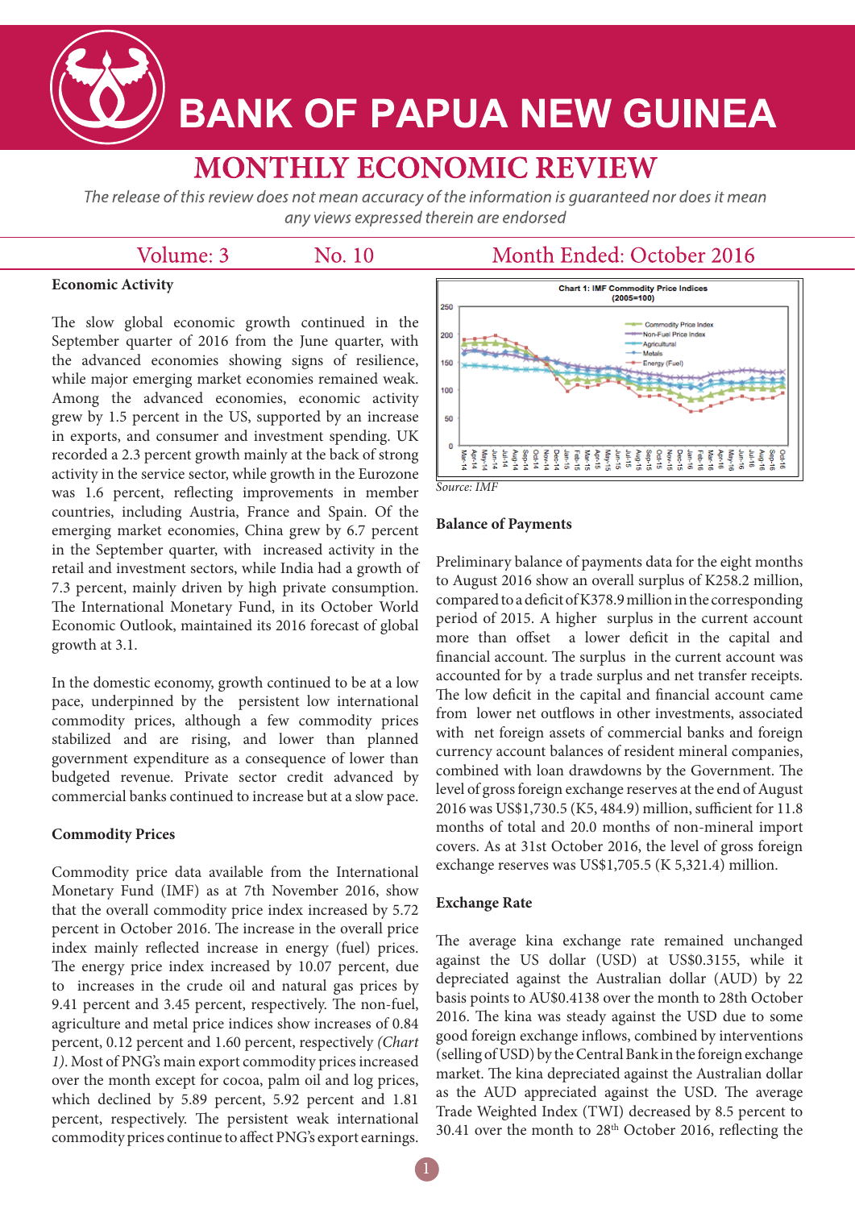# BANK OF PAPUA NEW GUINEA

## MONTHLY ECONOMIC REVIEW

*The release of this review does not mean accuracy of the information is guaranteed nor does it mean any views expressed therein are endorsed*

Volume: 3 No. 10 Month Ended: October 2016

### Economic Activity

The slow global economic growth continued in the September quarter of 2016 from the June quarter, with the advanced economies showing signs of resilience, while major emerging market economies remained weak. Among the advanced economies, economic activity grew by 1.5 percent in the US, supported by an increase in exports, and consumer and investment spending. UK recorded a 2.3 percent growth mainly at the back of strong activity in the service sector, while growth in the Eurozone was 1.6 percent, reflecting improvements in member countries, including Austria, France and Spain. Of the emerging market economies, China grew by 6.7 percent in the September quarter, with increased activity in the retail and investment sectors, while India had a growth of 7.3 percent, mainly driven by high private consumption. The International Monetary Fund, in its October World Economic Outlook, maintained its 2016 forecast of global growth at 3.1.

In the domestic economy, growth continued to be at a low pace, underpinned by the persistent low international commodity prices, although a few commodity prices stabilized and are rising, and lower than planned government expenditure as a consequence of lower than budgeted revenue. Private sector credit advanced by commercial banks continued to increase but at a slow pace.

### Commodity Prices

Commodity price data available from the International Monetary Fund (IMF) as at 7th November 2016, show that the overall commodity price index increased by 5.72 percent in October 2016. The increase in the overall price index mainly reflected increase in energy (fuel) prices. The energy price index increased by 10.07 percent, due to increases in the crude oil and natural gas prices by 9.41 percent and 3.45 percent, respectively. The non-fuel, agriculture and metal price indices show increases of 0.84 percent, 0.12 percent and 1.60 percent, respectively *(Chart 1)*. Most of PNG's main export commodity prices increased over the month except for cocoa, palm oil and log prices, which declined by 5.89 percent, 5.92 percent and 1.81 percent, respectively. The persistent weak international commodity prices continue to affect PNG's export earnings.

**Chart 1: IMF Commodity Price Indices (2005=100)**

*Source: IMF*

### Balance of Payments

Preliminary balance of payments data for the eight months to August 2016 show an overall surplus of K258.2 million, compared to a deficit of K378.9 million in the corresponding period of 2015. A higher surplus in the current account more than offset a lower deficit in the capital and financial account. The surplus in the current account was accounted for by a trade surplus and net transfer receipts. The low deficit in the capital and financial account came from lower net outflows in other investments, associated with net foreign assets of commercial banks and foreign currency account balances of resident mineral companies, combined with loan drawdowns by the Government. The level of gross foreign exchange reserves at the end of August 2016 was US$1,730.5 (K5, 484.9) million, sufficient for 11.8 months of total and 20.0 months of non-mineral import covers. As at 31st October 2016, the level of gross foreign exchange reserves was US$1,705.5 (K 5,321.4) million.

### Exchange Rate

The average kina exchange rate remained unchanged against the US dollar (USD) at US$0.3155, while it depreciated against the Australian dollar (AUD) by 22 basis points to AU$0.4138 over the month to 28th October 2016. The kina was steady against the USD due to some good foreign exchange inflows, combined by interventions (selling of USD) by the Central Bank in the foreign exchange market. The kina depreciated against the Australian dollar as the AUD appreciated against the USD. The average Trade Weighted Index (TWI) decreased by 8.5 percent to 30.41 over the month to 28th October 2016, reflecting the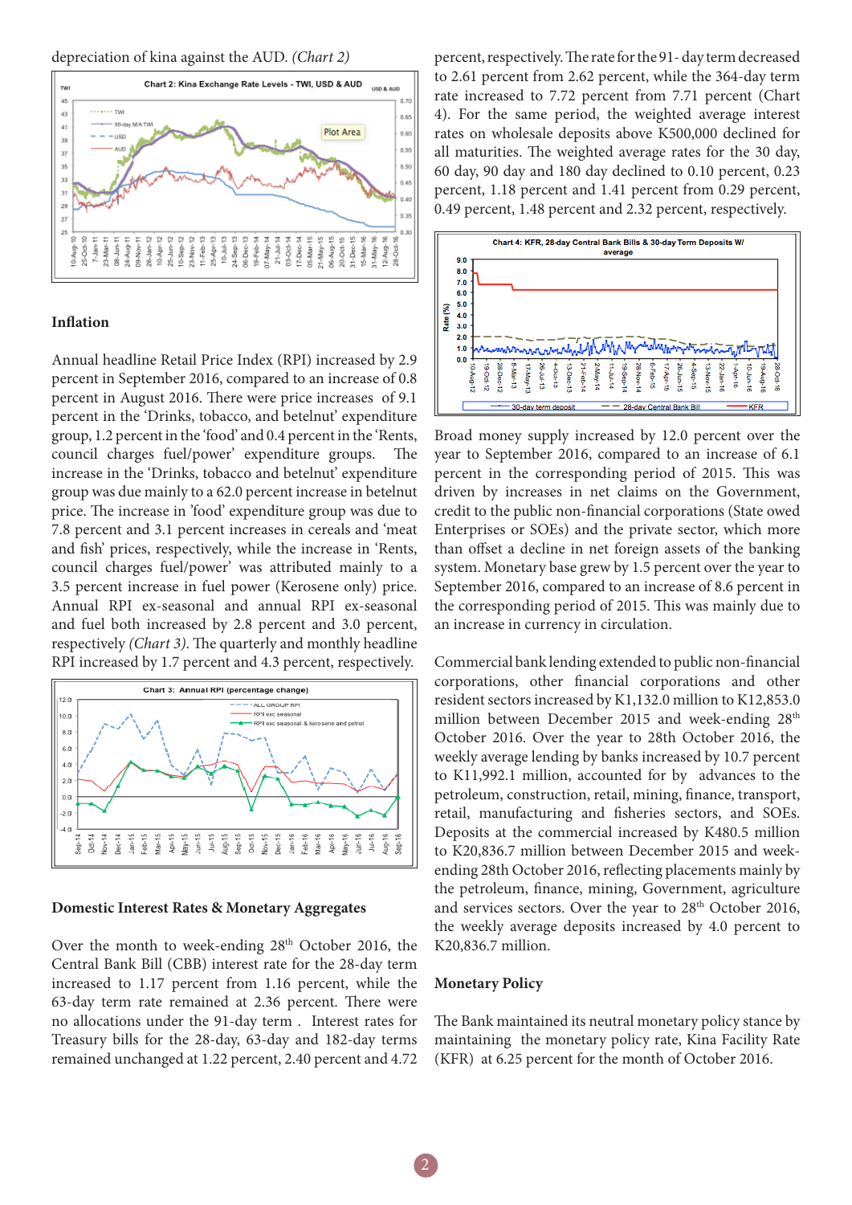depreciation of kina against the AUD. *(Chart 2)*

Chart 2: Kina Exchange Rate Levels - TWI, USD & AUD

### Inflation

Annual headline Retail Price Index (RPI) increased by 2.9 percent in September 2016, compared to an increase of 0.8 percent in August 2016. There were price increases of 9.1 percent in the 'Drinks, tobacco, and betelnut' expenditure group, 1.2 percent in the 'food' and 0.4 percent in the 'Rents, council charges fuel/power' expenditure groups. The increase in the 'Drinks, tobacco and betelnut' expenditure group was due mainly to a 62.0 percent increase in betelnut price. The increase in 'food' expenditure group was due to 7.8 percent and 3.1 percent increases in cereals and 'meat and fish' prices, respectively, while the increase in 'Rents, council charges fuel/power' was attributed mainly to a 3.5 percent increase in fuel power (Kerosene only) price. Annual RPI ex-seasonal and annual RPI ex-seasonal and fuel both increased by 2.8 percent and 3.0 percent, respectively *(Chart 3)*. The quarterly and monthly headline RPI increased by 1.7 percent and 4.3 percent, respectively.

Chart 3: Annual RPI (percentage change)

### Domestic Interest Rates & Monetary Aggregates

Over the month to week-ending 28th October 2016, the Central Bank Bill (CBB) interest rate for the 28-day term increased to 1.17 percent from 1.16 percent, while the 63-day term rate remained at 2.36 percent. There were no allocations under the 91-day term . Interest rates for Treasury bills for the 28-day, 63-day and 182-day terms remained unchanged at 1.22 percent, 2.40 percent and 4.72 percent, respectively. The rate for the 91- day term decreased to 2.61 percent from 2.62 percent, while the 364-day term rate increased to 7.72 percent from 7.71 percent (Chart 4). For the same period, the weighted average interest rates on wholesale deposits above K500,000 declined for all maturities. The weighted average rates for the 30 day, 60 day, 90 day and 180 day declined to 0.10 percent, 0.23 percent, 1.18 percent and 1.41 percent from 0.29 percent, 0.49 percent, 1.48 percent and 2.32 percent, respectively.

Chart 4: KFR, 28-day Central Bank Bills & 30-day Term Deposits W/ average

Broad money supply increased by 12.0 percent over the year to September 2016, compared to an increase of 6.1 percent in the corresponding period of 2015. This was driven by increases in net claims on the Government, credit to the public non-financial corporations (State owed Enterprises or SOEs) and the private sector, which more than offset a decline in net foreign assets of the banking system. Monetary base grew by 1.5 percent over the year to September 2016, compared to an increase of 8.6 percent in the corresponding period of 2015. This was mainly due to an increase in currency in circulation.

Commercial bank lending extended to public non-financial corporations, other financial corporations and other resident sectors increased by K1,132.0 million to K12,853.0 million between December 2015 and week-ending 28th October 2016. Over the year to 28th October 2016, the weekly average lending by banks increased by 10.7 percent to K11,992.1 million, accounted for by advances to the petroleum, construction, retail, mining, finance, transport, retail, manufacturing and fisheries sectors, and SOEs. Deposits at the commercial increased by K480.5 million to K20,836.7 million between December 2015 and week-ending 28th October 2016, reflecting placements mainly by the petroleum, finance, mining, Government, agriculture and services sectors. Over the year to 28th October 2016, the weekly average deposits increased by 4.0 percent to K20,836.7 million.

### Monetary Policy

The Bank maintained its neutral monetary policy stance by maintaining the monetary policy rate, Kina Facility Rate (KFR) at 6.25 percent for the month of October 2016.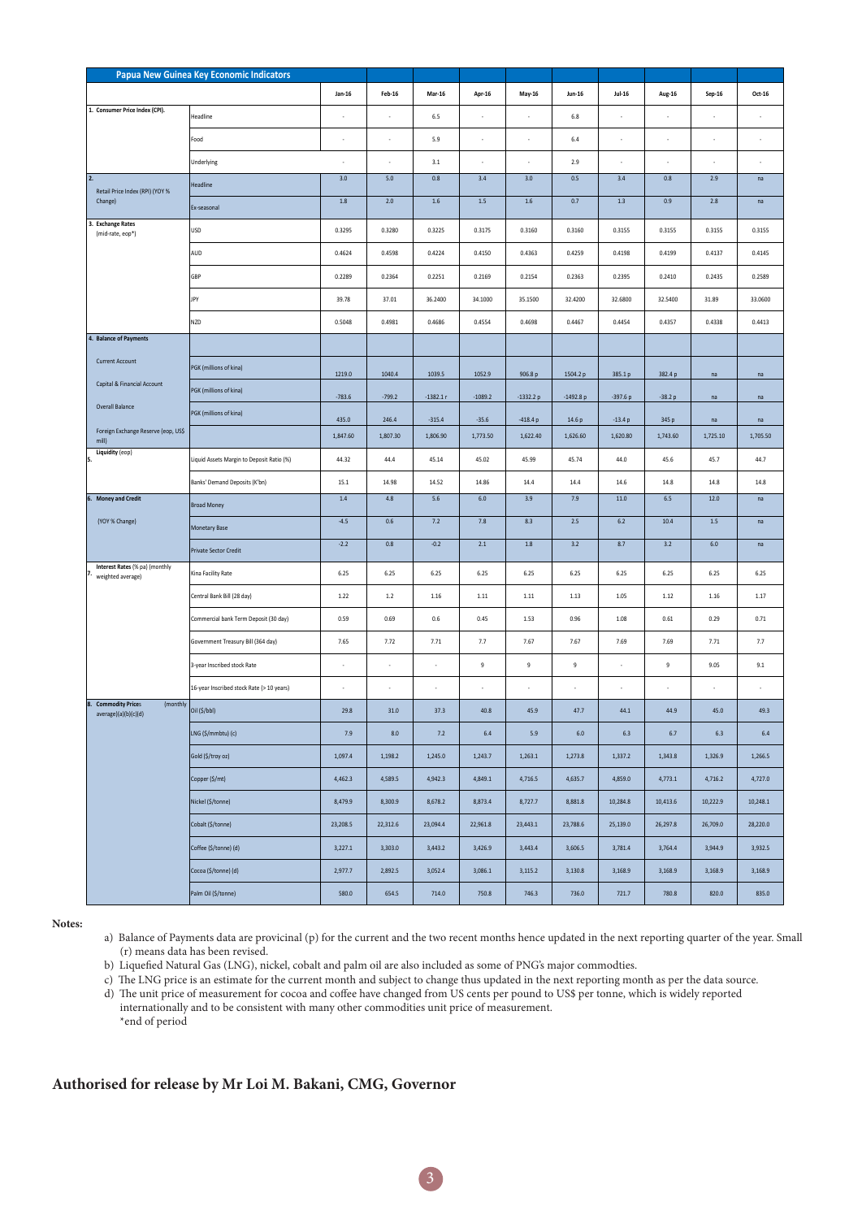| Papua New Guinea Key Economic Indicators | | Jan-16 | Feb-16 | Mar-16 | Apr-16 | May-16 | Jun-16 | Jul-16 | Aug-16 | Sep-16 | Oct-16 |
|---|---|---|---|---|---|---|---|---|---|---|---|
| 1. Consumer Price Index (CPI). | Headline | - | - | 6.5 | - | - | 6.8 | - | - | - | - |
| | Food | - | - | 5.9 | - | - | 6.4 | - | - | - | - |
| | Underlying | - | - | 3.1 | - | - | 2.9 | - | - | - | - |
| 2. Retail Price Index (RPI) (YOY % Change) | Headline | 3.0 | 5.0 | 0.8 | 3.4 | 3.0 | 0.5 | 3.4 | 0.8 | 2.9 | na |
| | Ex-seasonal | 1.8 | 2.0 | 1.6 | 1.5 | 1.6 | 0.7 | 1.3 | 0.9 | 2.8 | na |
| 3. Exchange Rates (mid-rate, eop*) | USD | 0.3295 | 0.3280 | 0.3225 | 0.3175 | 0.3160 | 0.3160 | 0.3155 | 0.3155 | 0.3155 | 0.3155 |
| | AUD | 0.4624 | 0.4598 | 0.4224 | 0.4150 | 0.4363 | 0.4259 | 0.4198 | 0.4199 | 0.4137 | 0.4145 |
| | GBP | 0.2289 | 0.2364 | 0.2251 | 0.2169 | 0.2154 | 0.2363 | 0.2395 | 0.2410 | 0.2435 | 0.2589 |
| | JPY | 39.78 | 37.01 | 36.2400 | 34.1000 | 35.1500 | 32.4200 | 32.6800 | 32.5400 | 31.89 | 33.0600 |
| | NZD | 0.5048 | 0.4981 | 0.4686 | 0.4554 | 0.4698 | 0.4467 | 0.4454 | 0.4357 | 0.4338 | 0.4413 |
| 4. Balance of Payments | | | | | | | | | | | |
| Current Account | PGK (millions of kina) | 1219.0 | 1040.4 | 1039.5 | 1052.9 | 906.8 p | 1504.2 p | 385.1 p | 382.4 p | na | na |
| Capital & Financial Account | PGK (millions of kina) | -783.6 | -799.2 | -1382.1 r | -1089.2 | -1332.2 p | -1492.8 p | -397.6 p | -38.2 p | na | na |
| Overall Balance | PGK (millions of kina) | 435.0 | 246.4 | -315.4 | -35.6 | -418.4 p | 14.6 p | -13.4 p | 345 p | na | na |
| Foreign Exchange Reserve (eop, US$ mill) | | 1,847.60 | 1,807.30 | 1,806.90 | 1,773.50 | 1,622.40 | 1,626.60 | 1,620.80 | 1,743.60 | 1,725.10 | 1,705.50 |
| 5. Liquidity (eop) | Liquid Assets Margin to Deposit Ratio (%) | 44.32 | 44.4 | 45.14 | 45.02 | 45.99 | 45.74 | 44.0 | 45.6 | 45.7 | 44.7 |
| | Banks' Demand Deposits (K'bn) | 15.1 | 14.98 | 14.52 | 14.86 | 14.4 | 14.4 | 14.6 | 14.8 | 14.8 | 14.8 |
| 6. Money and Credit (YOY % Change) | Broad Money | 1.4 | 4.8 | 5.6 | 6.0 | 3.9 | 7.9 | 11.0 | 6.5 | 12.0 | na |
| | Monetary Base | -4.5 | 0.6 | 7.2 | 7.8 | 8.3 | 2.5 | 6.2 | 10.4 | 1.5 | na |
| | Private Sector Credit | -2.2 | 0.8 | -0.2 | 2.1 | 1.8 | 3.2 | 8.7 | 3.2 | 6.0 | na |
| 7. Interest Rates (% pa) (monthly weighted average) | Kina Facility Rate | 6.25 | 6.25 | 6.25 | 6.25 | 6.25 | 6.25 | 6.25 | 6.25 | 6.25 | 6.25 |
| | Central Bank Bill (28 day) | 1.22 | 1.2 | 1.16 | 1.11 | 1.11 | 1.13 | 1.05 | 1.12 | 1.16 | 1.17 |
| | Commercial bank Term Deposit (30 day) | 0.59 | 0.69 | 0.6 | 0.45 | 1.53 | 0.96 | 1.08 | 0.61 | 0.29 | 0.71 |
| | Government Treasury Bill (364 day) | 7.65 | 7.72 | 7.71 | 7.7 | 7.67 | 7.67 | 7.69 | 7.69 | 7.71 | 7.7 |
| | 3-year Inscribed stock Rate | - | - | - | 9 | 9 | 9 | - | 9 | 9.05 | 9.1 |
| | 16-year Inscribed stock Rate (> 10 years) | - | - | - | - | - | - | - | - | - | - |
| 8. Commodity Prices (monthly average)(a)(b)(c)(d) | Oil ($/bbl) | 29.8 | 31.0 | 37.3 | 40.8 | 45.9 | 47.7 | 44.1 | 44.9 | 45.0 | 49.3 |
| | LNG ($/mmbtu) (c) | 7.9 | 8.0 | 7.2 | 6.4 | 5.9 | 6.0 | 6.3 | 6.7 | 6.3 | 6.4 |
| | Gold ($/troy oz) | 1,097.4 | 1,198.2 | 1,245.0 | 1,243.7 | 1,263.1 | 1,273.8 | 1,337.2 | 1,343.8 | 1,326.9 | 1,266.5 |
| | Copper ($/mt) | 4,462.3 | 4,589.5 | 4,942.3 | 4,849.1 | 4,716.5 | 4,635.7 | 4,859.0 | 4,773.1 | 4,716.2 | 4,727.0 |
| | Nickel ($/tonne) | 8,479.9 | 8,300.9 | 8,678.2 | 8,873.4 | 8,727.7 | 8,881.8 | 10,284.8 | 10,413.6 | 10,222.9 | 10,248.1 |
| | Cobalt ($/tonne) | 23,208.5 | 22,312.6 | 23,094.4 | 22,961.8 | 23,443.1 | 23,788.6 | 25,139.0 | 26,297.8 | 26,709.0 | 28,220.0 |
| | Coffee ($/tonne) (d) | 3,227.1 | 3,303.0 | 3,443.2 | 3,426.9 | 3,443.4 | 3,606.5 | 3,781.4 | 3,764.4 | 3,944.9 | 3,932.5 |
| | Cocoa ($/tonne) (d) | 2,977.7 | 2,892.5 | 3,052.4 | 3,086.1 | 3,115.2 | 3,130.8 | 3,168.9 | 3,168.9 | 3,168.9 | 3,168.9 |
| | Palm Oil ($/tonne) | 580.0 | 654.5 | 714.0 | 750.8 | 746.3 | 736.0 | 721.7 | 780.8 | 820.0 | 835.0 |

**Notes:**

a) Balance of Payments data are provicinal (p) for the current and the two recent months hence updated in the next reporting quarter of the year. Small (r) means data has been revised.

b) Liquefied Natural Gas (LNG), nickel, cobalt and palm oil are also included as some of PNG's major commodties.

c) The LNG price is an estimate for the current month and subject to change thus updated in the next reporting month as per the data source.

d) The unit price of measurement for cocoa and coffee have changed from US cents per pound to US$ per tonne, which is widely reported internationally and to be consistent with many other commodities unit price of measurement.

*end of period

## Authorised for release by Mr Loi M. Bakani, CMG, Governor